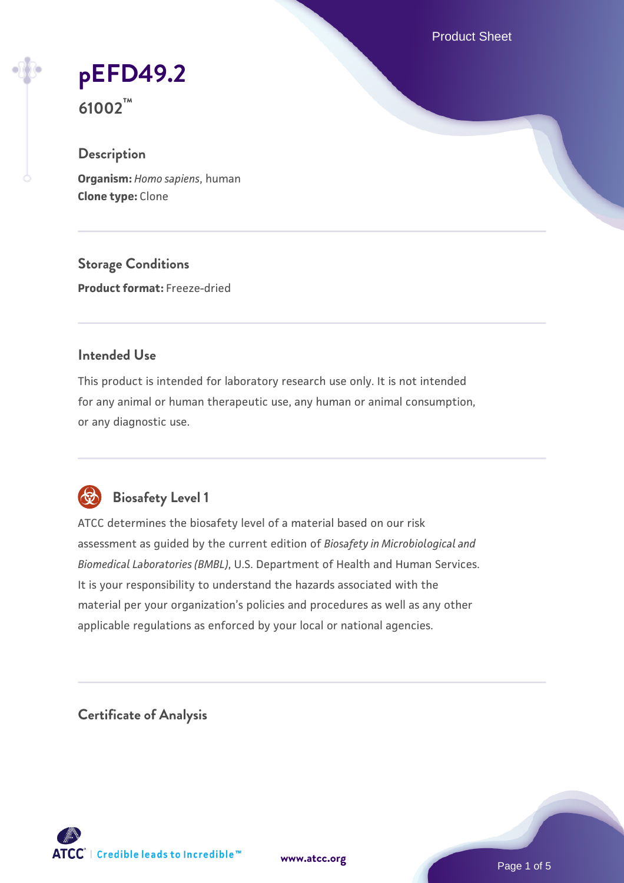# pEFD49.2

**61002™**

## Description

**Organism:** *Homo sapiens*, human
**Clone type:** Clone

## Storage Conditions

**Product format:** Freeze-dried

## Intended Use

This product is intended for laboratory research use only. It is not intended for any animal or human therapeutic use, any human or animal consumption, or any diagnostic use.

## Biosafety Level 1

ATCC determines the biosafety level of a material based on our risk assessment as guided by the current edition of *Biosafety in Microbiological and Biomedical Laboratories (BMBL)*, U.S. Department of Health and Human Services. It is your responsibility to understand the hazards associated with the material per your organization's policies and procedures as well as any other applicable regulations as enforced by your local or national agencies.

## Certificate of Analysis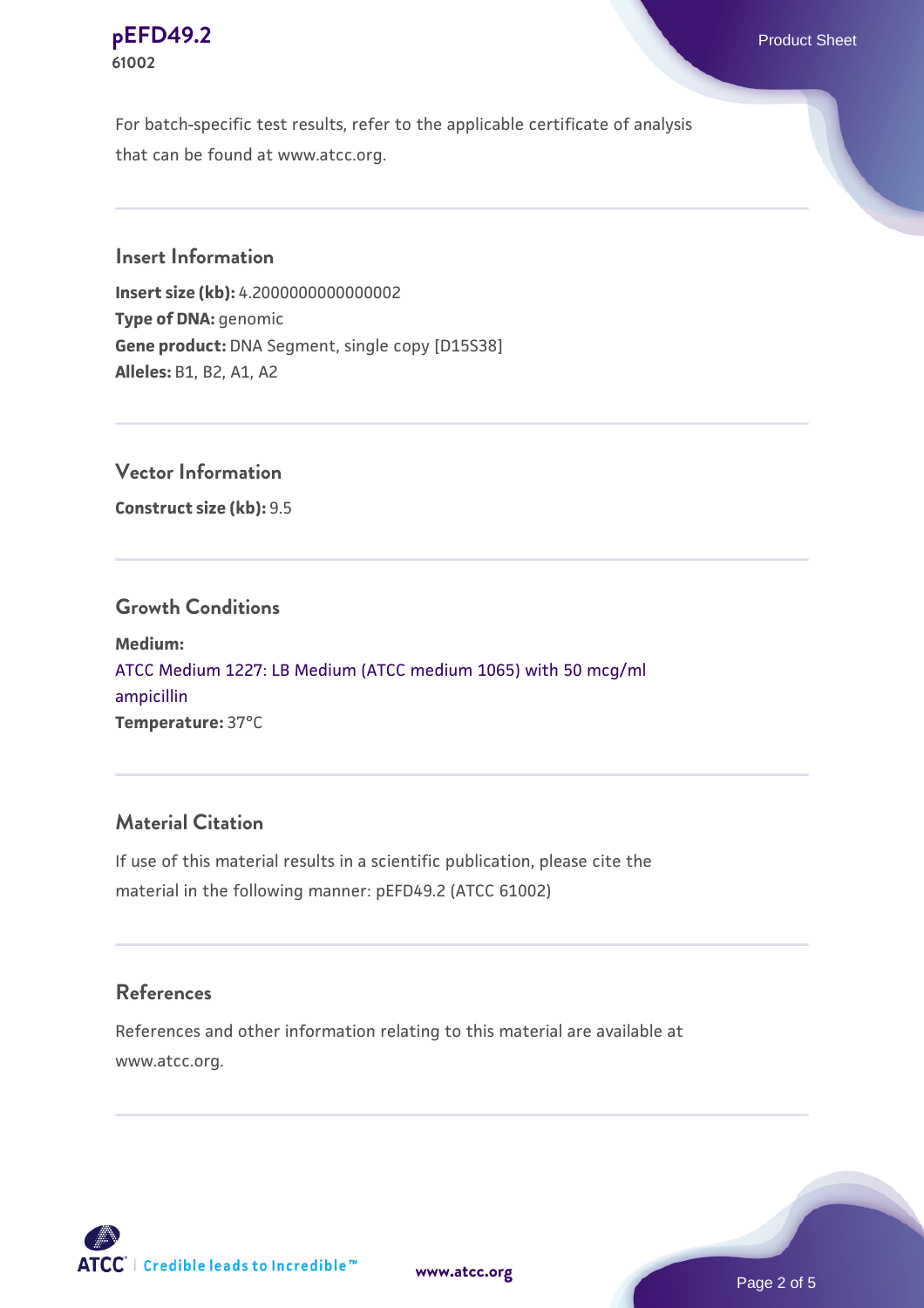For batch-specific test results, refer to the applicable certificate of analysis that can be found at www.atcc.org.

## Insert Information

**Insert size (kb):** 4.2000000000000002
**Type of DNA:** genomic
**Gene product:** DNA Segment, single copy [D15S38]
**Alleles:** B1, B2, A1, A2

## Vector Information

**Construct size (kb):** 9.5

## Growth Conditions

**Medium:**
ATCC Medium 1227: LB Medium (ATCC medium 1065) with 50 mcg/ml ampicillin
**Temperature:** 37°C

## Material Citation

If use of this material results in a scientific publication, please cite the material in the following manner: pEFD49.2 (ATCC 61002)

## References

References and other information relating to this material are available at www.atcc.org.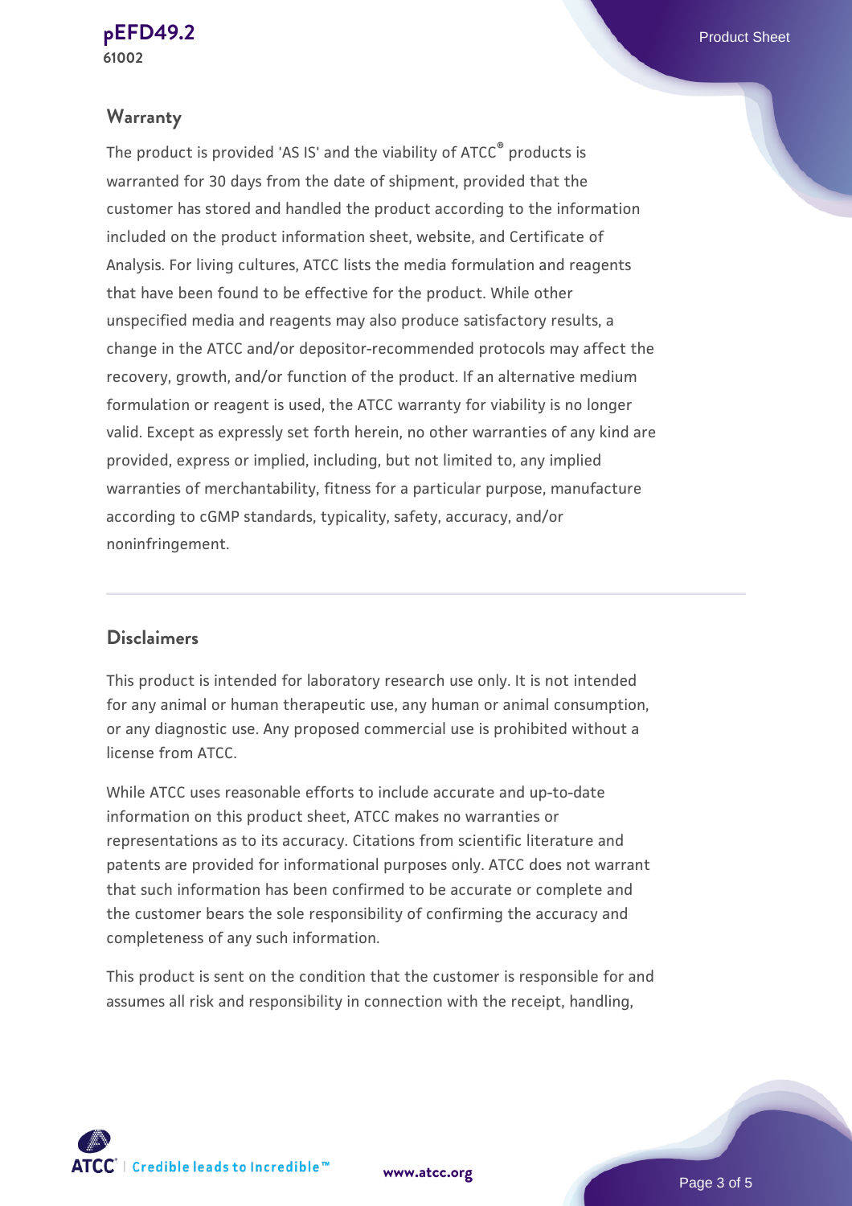## Warranty

The product is provided 'AS IS' and the viability of ATCC® products is warranted for 30 days from the date of shipment, provided that the customer has stored and handled the product according to the information included on the product information sheet, website, and Certificate of Analysis. For living cultures, ATCC lists the media formulation and reagents that have been found to be effective for the product. While other unspecified media and reagents may also produce satisfactory results, a change in the ATCC and/or depositor-recommended protocols may affect the recovery, growth, and/or function of the product. If an alternative medium formulation or reagent is used, the ATCC warranty for viability is no longer valid. Except as expressly set forth herein, no other warranties of any kind are provided, express or implied, including, but not limited to, any implied warranties of merchantability, fitness for a particular purpose, manufacture according to cGMP standards, typicality, safety, accuracy, and/or noninfringement.

## Disclaimers

This product is intended for laboratory research use only. It is not intended for any animal or human therapeutic use, any human or animal consumption, or any diagnostic use. Any proposed commercial use is prohibited without a license from ATCC.

While ATCC uses reasonable efforts to include accurate and up-to-date information on this product sheet, ATCC makes no warranties or representations as to its accuracy. Citations from scientific literature and patents are provided for informational purposes only. ATCC does not warrant that such information has been confirmed to be accurate or complete and the customer bears the sole responsibility of confirming the accuracy and completeness of any such information.

This product is sent on the condition that the customer is responsible for and assumes all risk and responsibility in connection with the receipt, handling,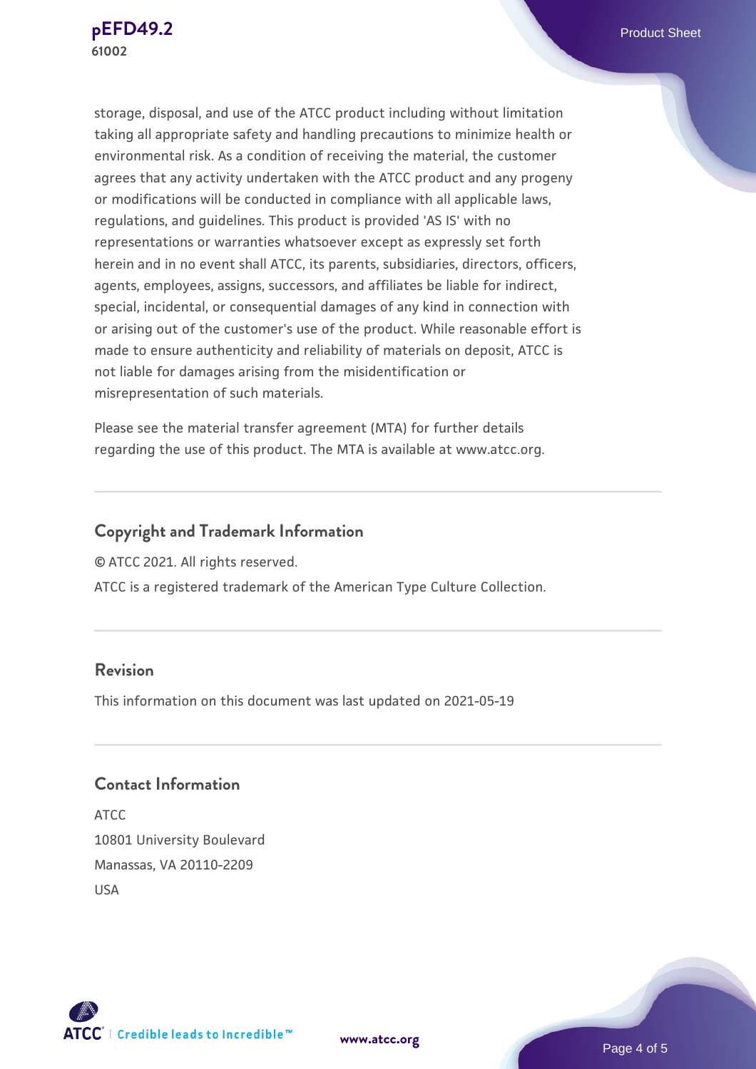storage, disposal, and use of the ATCC product including without limitation taking all appropriate safety and handling precautions to minimize health or environmental risk. As a condition of receiving the material, the customer agrees that any activity undertaken with the ATCC product and any progeny or modifications will be conducted in compliance with all applicable laws, regulations, and guidelines. This product is provided 'AS IS' with no representations or warranties whatsoever except as expressly set forth herein and in no event shall ATCC, its parents, subsidiaries, directors, officers, agents, employees, assigns, successors, and affiliates be liable for indirect, special, incidental, or consequential damages of any kind in connection with or arising out of the customer's use of the product. While reasonable effort is made to ensure authenticity and reliability of materials on deposit, ATCC is not liable for damages arising from the misidentification or misrepresentation of such materials.

Please see the material transfer agreement (MTA) for further details regarding the use of this product. The MTA is available at www.atcc.org.

## Copyright and Trademark Information

© ATCC 2021. All rights reserved.

ATCC is a registered trademark of the American Type Culture Collection.

## Revision

This information on this document was last updated on 2021-05-19

## Contact Information

ATCC
10801 University Boulevard
Manassas, VA 20110-2209
USA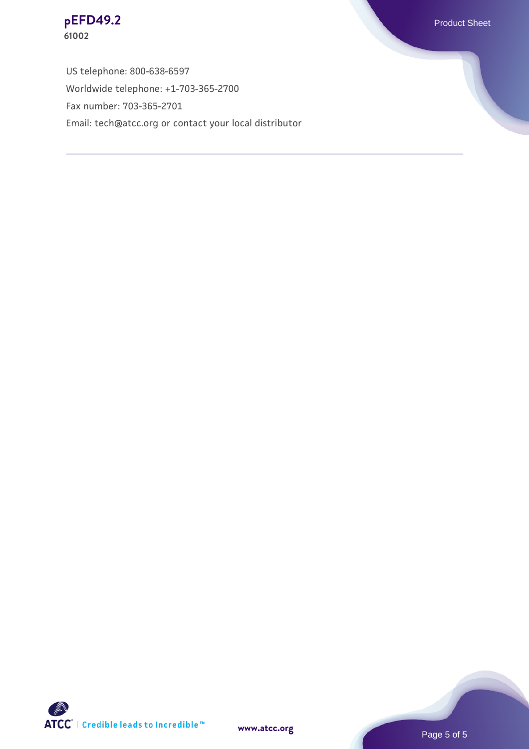US telephone: 800-638-6597

Worldwide telephone: +1-703-365-2700

Fax number: 703-365-2701

Email: tech@atcc.org or contact your local distributor